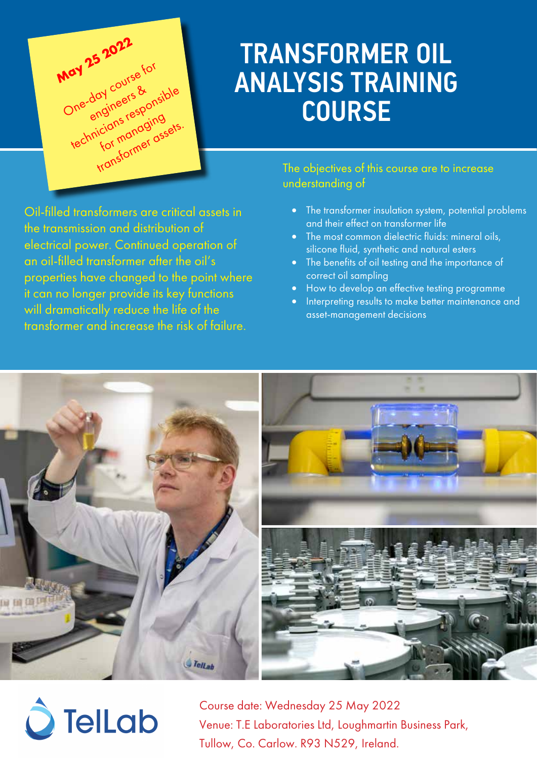# TRANSFORMER OIL ANALYSIS TRAINING COURSE

**May 25 2022**

One-day course for engineers & technicians responsible for managing transformer assets.

Oil-filled transformers are critical assets in the transmission and distribution of electrical power. Continued operation of an oil-filled transformer after the oil's properties have changed to the point where it can no longer provide its key functions will dramatically reduce the life of the transformer and increase the risk of failure.

The objectives of this course are to increase understanding of

- The transformer insulation system, potential problems and their effect on transformer life
- The most common dielectric fluids: mineral oils, silicone fluid, synthetic and natural esters
- The benefits of oil testing and the importance of correct oil sampling
- How to develop an effective testing programme
- Interpreting results to make better maintenance and asset-management decisions

TelLab

Course date: Wednesday 25 May 2022

Venue: T.E Laboratories Ltd, Loughmartin Business Park, Tullow, Co. Carlow. R93 N529, Ireland.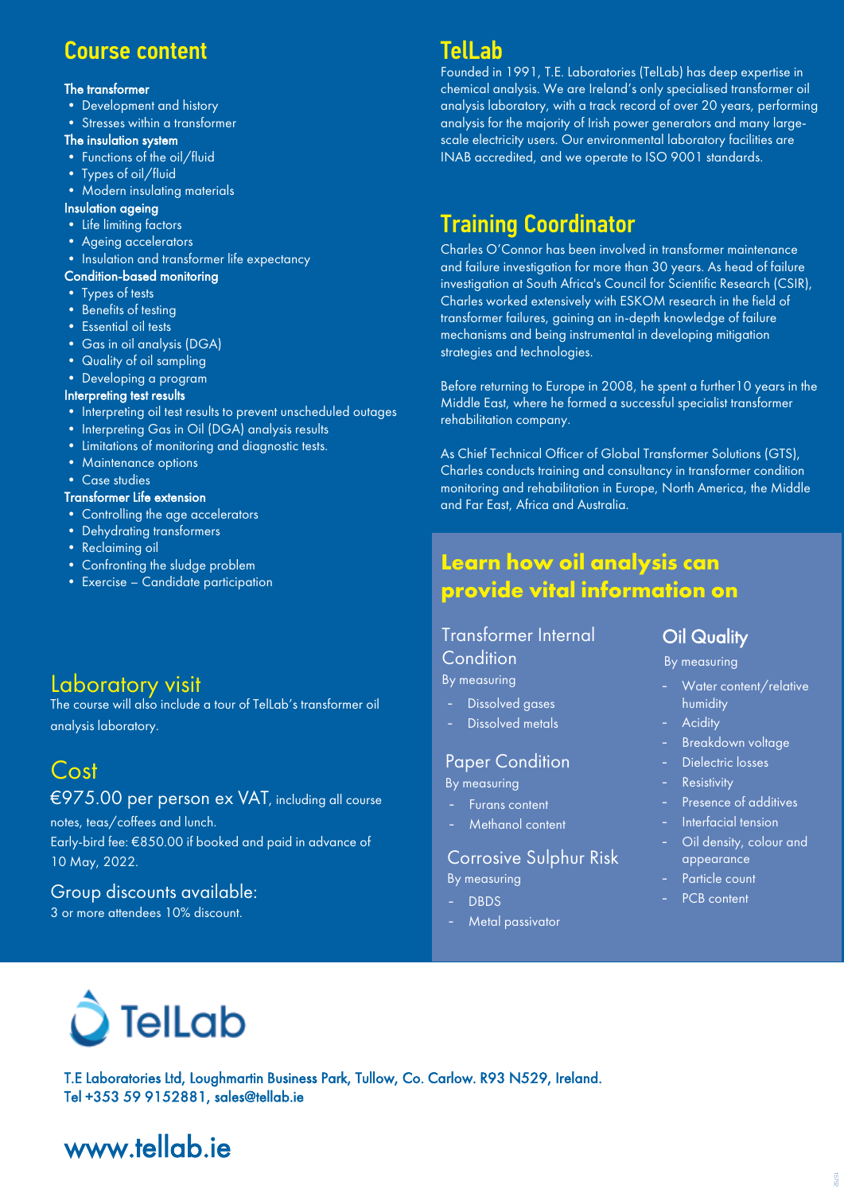## Course content

**The transformer**

- Development and history
- Stresses within a transformer

**The insulation system**

- Functions of the oil/fluid
- Types of oil/fluid
- Modern insulating materials

**Insulation ageing**

- Life limiting factors
- Ageing accelerators
- Insulation and transformer life expectancy

**Condition-based monitoring**

- Types of tests
- Benefits of testing
- Essential oil tests
- Gas in oil analysis (DGA)
- Quality of oil sampling
- Developing a program

**Interpreting test results**

- Interpreting oil test results to prevent unscheduled outages
- Interpreting Gas in Oil (DGA) analysis results
- Limitations of monitoring and diagnostic tests.
- Maintenance options
- Case studies

**Transformer Life extension**

- Controlling the age accelerators
- Dehydrating transformers
- Reclaiming oil
- Confronting the sludge problem
- Exercise – Candidate participation

## Laboratory visit

The course will also include a tour of TelLab's transformer oil analysis laboratory.

## Cost

€975.00 per person ex VAT, including all course notes, teas/coffees and lunch.
Early-bird fee: €850.00 if booked and paid in advance of 10 May, 2022.

### Group discounts available:

3 or more attendees 10% discount.

## TelLab

Founded in 1991, T.E. Laboratories (TelLab) has deep expertise in chemical analysis. We are Ireland's only specialised transformer oil analysis laboratory, with a track record of over 20 years, performing analysis for the majority of Irish power generators and many large-scale electricity users. Our environmental laboratory facilities are INAB accredited, and we operate to ISO 9001 standards.

## Training Coordinator

Charles O'Connor has been involved in transformer maintenance and failure investigation for more than 30 years. As head of failure investigation at South Africa's Council for Scientific Research (CSIR), Charles worked extensively with ESKOM research in the field of transformer failures, gaining an in-depth knowledge of failure mechanisms and being instrumental in developing mitigation strategies and technologies.

Before returning to Europe in 2008, he spent a further10 years in the Middle East, where he formed a successful specialist transformer rehabilitation company.

As Chief Technical Officer of Global Transformer Solutions (GTS), Charles conducts training and consultancy in transformer condition monitoring and rehabilitation in Europe, North America, the Middle and Far East, Africa and Australia.

## Learn how oil analysis can provide vital information on

### Transformer Internal Condition

By measuring

- Dissolved gases
- Dissolved metals

### Paper Condition

By measuring

- Furans content
- Methanol content

### Corrosive Sulphur Risk

By measuring

- DBDS
- Metal passivator

### Oil Quality

By measuring

- Water content/relative humidity
- Acidity
- Breakdown voltage
- Dielectric losses
- Resistivity
- Presence of additives
- Interfacial tension
- Oil density, colour and appearance
- Particle count
- PCB content

TelLab

T.E Laboratories Ltd, Loughmartin Business Park, Tullow, Co. Carlow. R93 N529, Ireland.
Tel +353 59 9152881, sales@tellab.ie

www.tellab.ie